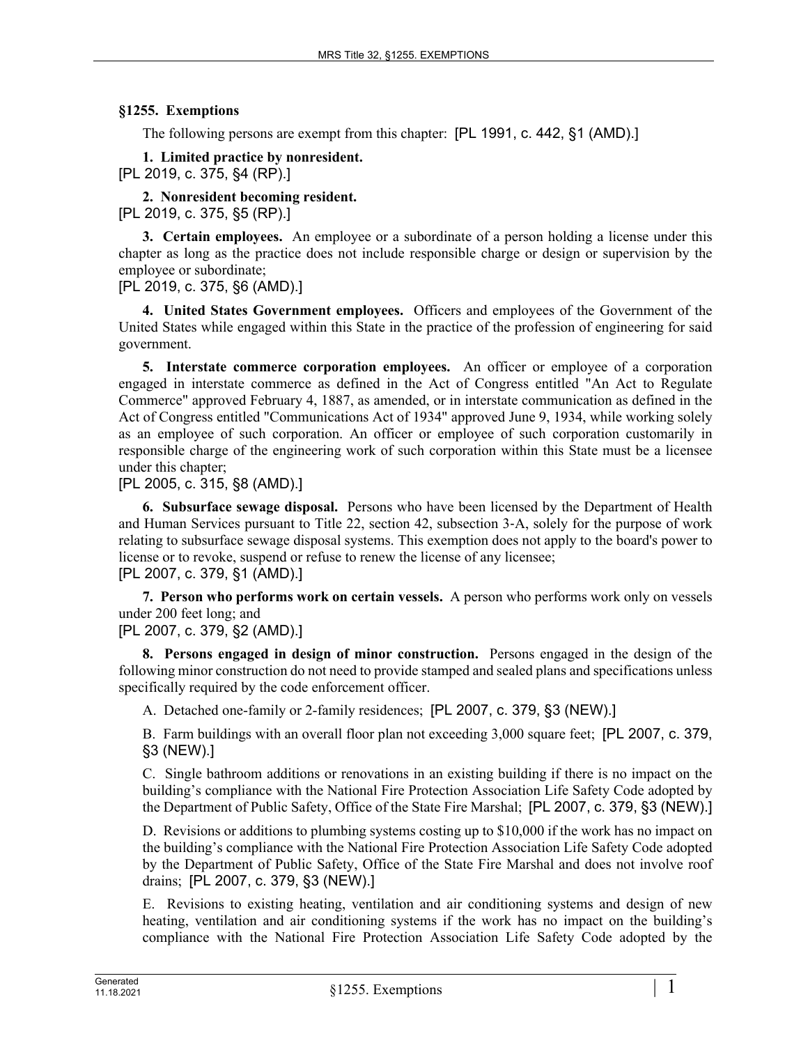**§1255. Exemptions**

The following persons are exempt from this chapter: [PL 1991, c. 442, §1 (AMD).]

**1. Limited practice by nonresident.**

[PL 2019, c. 375, §4 (RP).]

**2. Nonresident becoming resident.**

[PL 2019, c. 375, §5 (RP).]

**3. Certain employees.** An employee or a subordinate of a person holding a license under this chapter as long as the practice does not include responsible charge or design or supervision by the employee or subordinate;

[PL 2019, c. 375, §6 (AMD).]

**4. United States Government employees.** Officers and employees of the Government of the United States while engaged within this State in the practice of the profession of engineering for said government.

**5. Interstate commerce corporation employees.** An officer or employee of a corporation engaged in interstate commerce as defined in the Act of Congress entitled "An Act to Regulate Commerce" approved February 4, 1887, as amended, or in interstate communication as defined in the Act of Congress entitled "Communications Act of 1934" approved June 9, 1934, while working solely as an employee of such corporation. An officer or employee of such corporation customarily in responsible charge of the engineering work of such corporation within this State must be a licensee under this chapter;

[PL 2005, c. 315, §8 (AMD).]

**6. Subsurface sewage disposal.** Persons who have been licensed by the Department of Health and Human Services pursuant to Title 22, section 42, subsection 3-A, solely for the purpose of work relating to subsurface sewage disposal systems. This exemption does not apply to the board's power to license or to revoke, suspend or refuse to renew the license of any licensee;

[PL 2007, c. 379, §1 (AMD).]

**7. Person who performs work on certain vessels.** A person who performs work only on vessels under 200 feet long; and

[PL 2007, c. 379, §2 (AMD).]

**8. Persons engaged in design of minor construction.** Persons engaged in the design of the following minor construction do not need to provide stamped and sealed plans and specifications unless specifically required by the code enforcement officer.

A. Detached one-family or 2-family residences; [PL 2007, c. 379, §3 (NEW).]

B. Farm buildings with an overall floor plan not exceeding 3,000 square feet; [PL 2007, c. 379, §3 (NEW).]

C. Single bathroom additions or renovations in an existing building if there is no impact on the building's compliance with the National Fire Protection Association Life Safety Code adopted by the Department of Public Safety, Office of the State Fire Marshal; [PL 2007, c. 379, §3 (NEW).]

D. Revisions or additions to plumbing systems costing up to $10,000 if the work has no impact on the building's compliance with the National Fire Protection Association Life Safety Code adopted by the Department of Public Safety, Office of the State Fire Marshal and does not involve roof drains; [PL 2007, c. 379, §3 (NEW).]

E. Revisions to existing heating, ventilation and air conditioning systems and design of new heating, ventilation and air conditioning systems if the work has no impact on the building's compliance with the National Fire Protection Association Life Safety Code adopted by the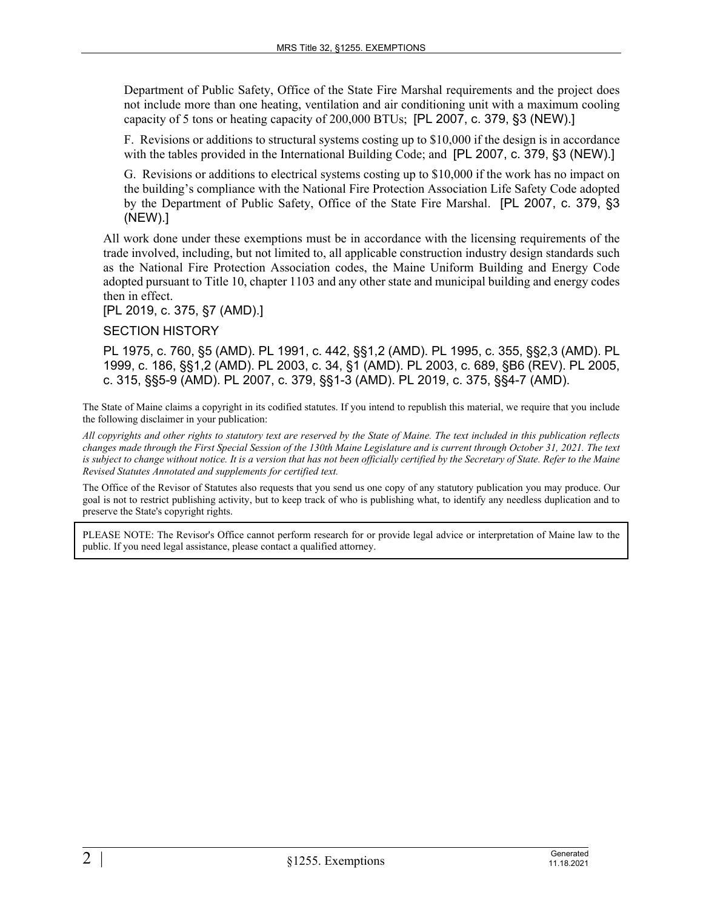Department of Public Safety, Office of the State Fire Marshal requirements and the project does not include more than one heating, ventilation and air conditioning unit with a maximum cooling capacity of 5 tons or heating capacity of 200,000 BTUs; [PL 2007, c. 379, §3 (NEW).]

F. Revisions or additions to structural systems costing up to $10,000 if the design is in accordance with the tables provided in the International Building Code; and [PL 2007, c. 379, §3 (NEW).]

G. Revisions or additions to electrical systems costing up to $10,000 if the work has no impact on the building's compliance with the National Fire Protection Association Life Safety Code adopted by the Department of Public Safety, Office of the State Fire Marshal. [PL 2007, c. 379, §3 (NEW).]

All work done under these exemptions must be in accordance with the licensing requirements of the trade involved, including, but not limited to, all applicable construction industry design standards such as the National Fire Protection Association codes, the Maine Uniform Building and Energy Code adopted pursuant to Title 10, chapter 1103 and any other state and municipal building and energy codes then in effect.

[PL 2019, c. 375, §7 (AMD).]

SECTION HISTORY

PL 1975, c. 760, §5 (AMD). PL 1991, c. 442, §§1,2 (AMD). PL 1995, c. 355, §§2,3 (AMD). PL 1999, c. 186, §§1,2 (AMD). PL 2003, c. 34, §1 (AMD). PL 2003, c. 689, §B6 (REV). PL 2005, c. 315, §§5-9 (AMD). PL 2007, c. 379, §§1-3 (AMD). PL 2019, c. 375, §§4-7 (AMD).

The State of Maine claims a copyright in its codified statutes. If you intend to republish this material, we require that you include the following disclaimer in your publication:

*All copyrights and other rights to statutory text are reserved by the State of Maine. The text included in this publication reflects changes made through the First Special Session of the 130th Maine Legislature and is current through October 31, 2021. The text is subject to change without notice. It is a version that has not been officially certified by the Secretary of State. Refer to the Maine Revised Statutes Annotated and supplements for certified text.*

The Office of the Revisor of Statutes also requests that you send us one copy of any statutory publication you may produce. Our goal is not to restrict publishing activity, but to keep track of who is publishing what, to identify any needless duplication and to preserve the State's copyright rights.

PLEASE NOTE: The Revisor's Office cannot perform research for or provide legal advice or interpretation of Maine law to the public. If you need legal assistance, please contact a qualified attorney.